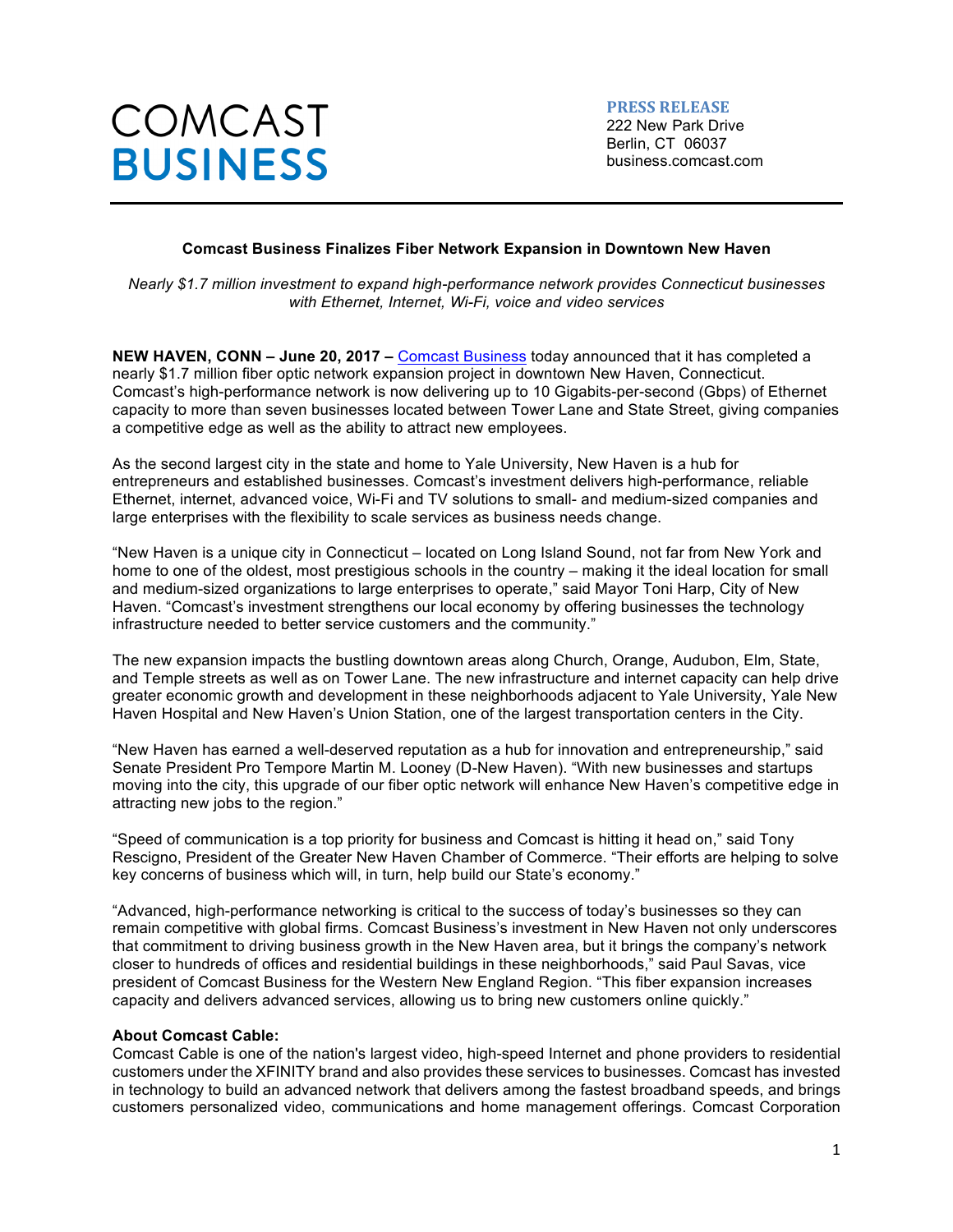COMCAST
**BUSINESS**

**PRESS RELEASE**
222 New Park Drive
Berlin, CT 06037
business.comcast.com

---

**Comcast Business Finalizes Fiber Network Expansion in Downtown New Haven**

*Nearly $1.7 million investment to expand high-performance network provides Connecticut businesses with Ethernet, Internet, Wi-Fi, voice and video services*

**NEW HAVEN, CONN – June 20, 2017 –** Comcast Business today announced that it has completed a nearly $1.7 million fiber optic network expansion project in downtown New Haven, Connecticut. Comcast's high-performance network is now delivering up to 10 Gigabits-per-second (Gbps) of Ethernet capacity to more than seven businesses located between Tower Lane and State Street, giving companies a competitive edge as well as the ability to attract new employees.

As the second largest city in the state and home to Yale University, New Haven is a hub for entrepreneurs and established businesses. Comcast's investment delivers high-performance, reliable Ethernet, internet, advanced voice, Wi-Fi and TV solutions to small- and medium-sized companies and large enterprises with the flexibility to scale services as business needs change.

"New Haven is a unique city in Connecticut – located on Long Island Sound, not far from New York and home to one of the oldest, most prestigious schools in the country – making it the ideal location for small and medium-sized organizations to large enterprises to operate," said Mayor Toni Harp, City of New Haven. "Comcast's investment strengthens our local economy by offering businesses the technology infrastructure needed to better service customers and the community."

The new expansion impacts the bustling downtown areas along Church, Orange, Audubon, Elm, State, and Temple streets as well as on Tower Lane. The new infrastructure and internet capacity can help drive greater economic growth and development in these neighborhoods adjacent to Yale University, Yale New Haven Hospital and New Haven's Union Station, one of the largest transportation centers in the City.

"New Haven has earned a well-deserved reputation as a hub for innovation and entrepreneurship," said Senate President Pro Tempore Martin M. Looney (D-New Haven). "With new businesses and startups moving into the city, this upgrade of our fiber optic network will enhance New Haven's competitive edge in attracting new jobs to the region."

"Speed of communication is a top priority for business and Comcast is hitting it head on," said Tony Rescigno, President of the Greater New Haven Chamber of Commerce. "Their efforts are helping to solve key concerns of business which will, in turn, help build our State's economy."

"Advanced, high-performance networking is critical to the success of today's businesses so they can remain competitive with global firms. Comcast Business's investment in New Haven not only underscores that commitment to driving business growth in the New Haven area, but it brings the company's network closer to hundreds of offices and residential buildings in these neighborhoods," said Paul Savas, vice president of Comcast Business for the Western New England Region. "This fiber expansion increases capacity and delivers advanced services, allowing us to bring new customers online quickly."

**About Comcast Cable:**

Comcast Cable is one of the nation's largest video, high-speed Internet and phone providers to residential customers under the XFINITY brand and also provides these services to businesses. Comcast has invested in technology to build an advanced network that delivers among the fastest broadband speeds, and brings customers personalized video, communications and home management offerings. Comcast Corporation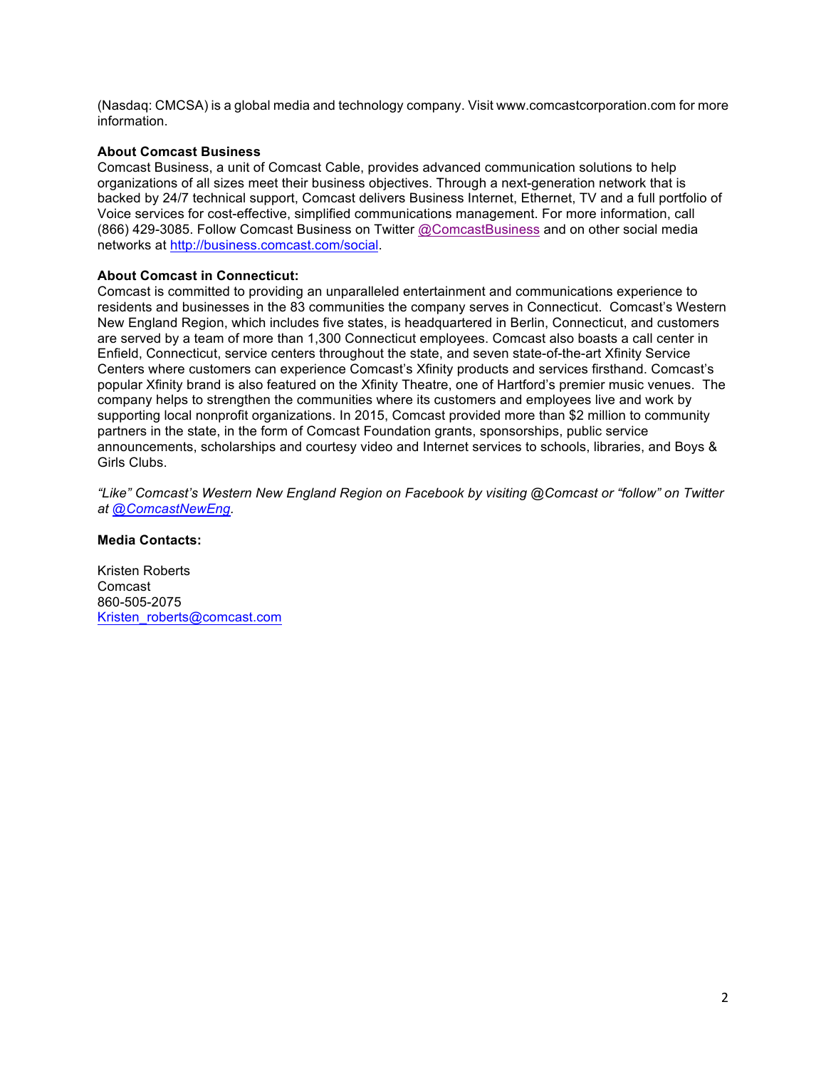(Nasdaq: CMCSA) is a global media and technology company. Visit www.comcastcorporation.com for more information.

**About Comcast Business**

Comcast Business, a unit of Comcast Cable, provides advanced communication solutions to help organizations of all sizes meet their business objectives. Through a next-generation network that is backed by 24/7 technical support, Comcast delivers Business Internet, Ethernet, TV and a full portfolio of Voice services for cost-effective, simplified communications management. For more information, call (866) 429-3085. Follow Comcast Business on Twitter @ComcastBusiness and on other social media networks at http://business.comcast.com/social.

**About Comcast in Connecticut:**

Comcast is committed to providing an unparalleled entertainment and communications experience to residents and businesses in the 83 communities the company serves in Connecticut. Comcast's Western New England Region, which includes five states, is headquartered in Berlin, Connecticut, and customers are served by a team of more than 1,300 Connecticut employees. Comcast also boasts a call center in Enfield, Connecticut, service centers throughout the state, and seven state-of-the-art Xfinity Service Centers where customers can experience Comcast's Xfinity products and services firsthand. Comcast's popular Xfinity brand is also featured on the Xfinity Theatre, one of Hartford's premier music venues. The company helps to strengthen the communities where its customers and employees live and work by supporting local nonprofit organizations. In 2015, Comcast provided more than $2 million to community partners in the state, in the form of Comcast Foundation grants, sponsorships, public service announcements, scholarships and courtesy video and Internet services to schools, libraries, and Boys & Girls Clubs.

*"Like" Comcast's Western New England Region on Facebook by visiting @Comcast or "follow" on Twitter at @ComcastNewEng.*

**Media Contacts:**

Kristen Roberts
Comcast
860-505-2075
Kristen_roberts@comcast.com